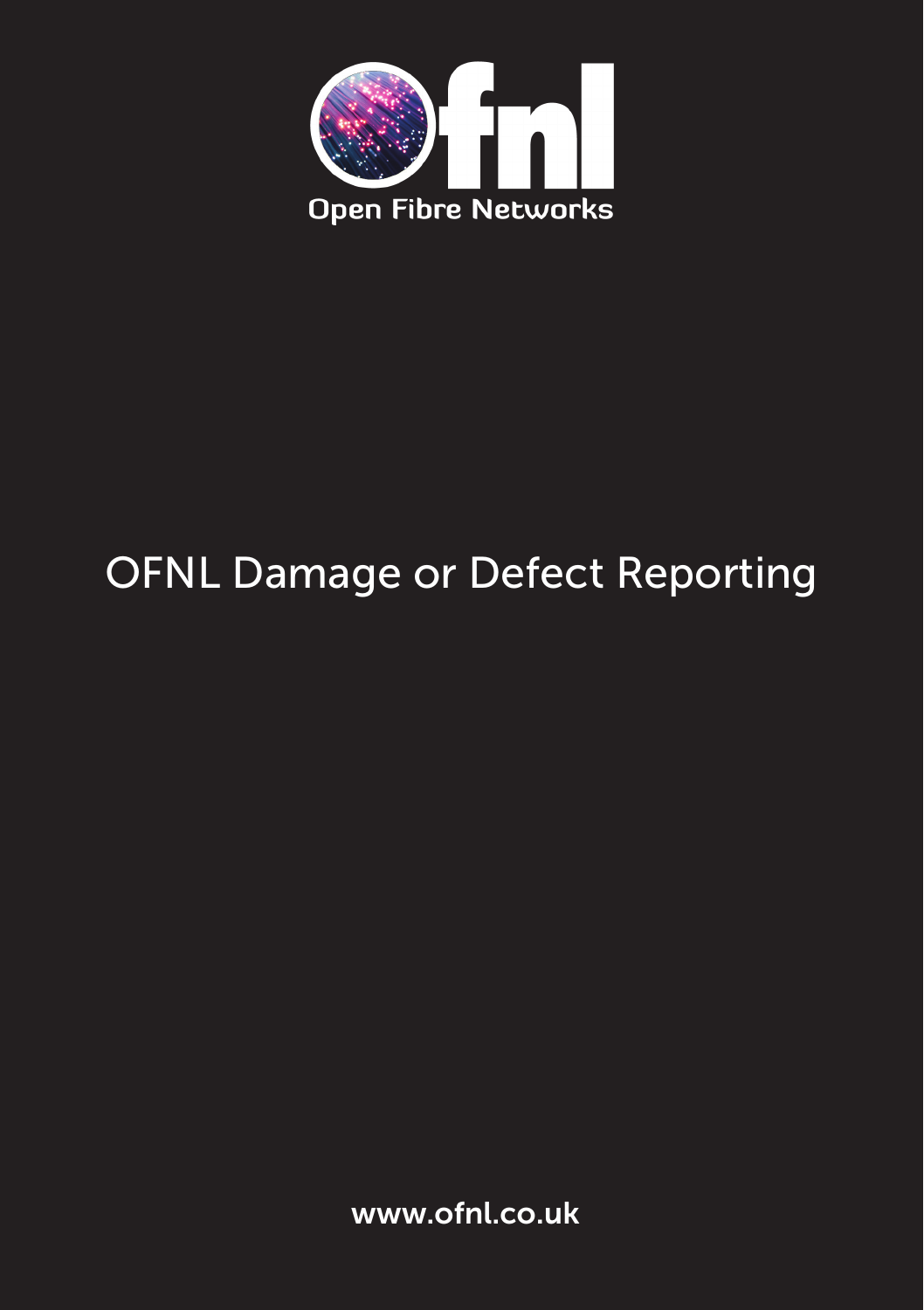ofnl

Open Fibre Networks

# OFNL Damage or Defect Reporting

www.ofnl.co.uk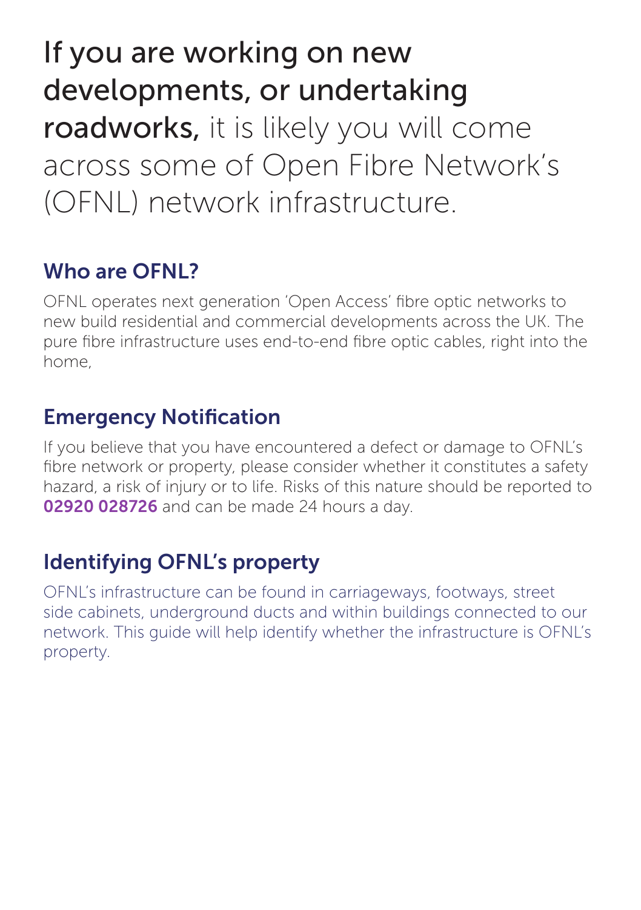# If you are working on new developments, or undertaking roadworks, it is likely you will come across some of Open Fibre Network's (OFNL) network infrastructure.

## Who are OFNL?

OFNL operates next generation 'Open Access' fibre optic networks to new build residential and commercial developments across the UK. The pure fibre infrastructure uses end-to-end fibre optic cables, right into the home,

## Emergency Notification

If you believe that you have encountered a defect or damage to OFNL's fibre network or property, please consider whether it constitutes a safety hazard, a risk of injury or to life. Risks of this nature should be reported to **02920 028726** and can be made 24 hours a day.

## Identifying OFNL's property

OFNL's infrastructure can be found in carriageways, footways, street side cabinets, underground ducts and within buildings connected to our network. This guide will help identify whether the infrastructure is OFNL's property.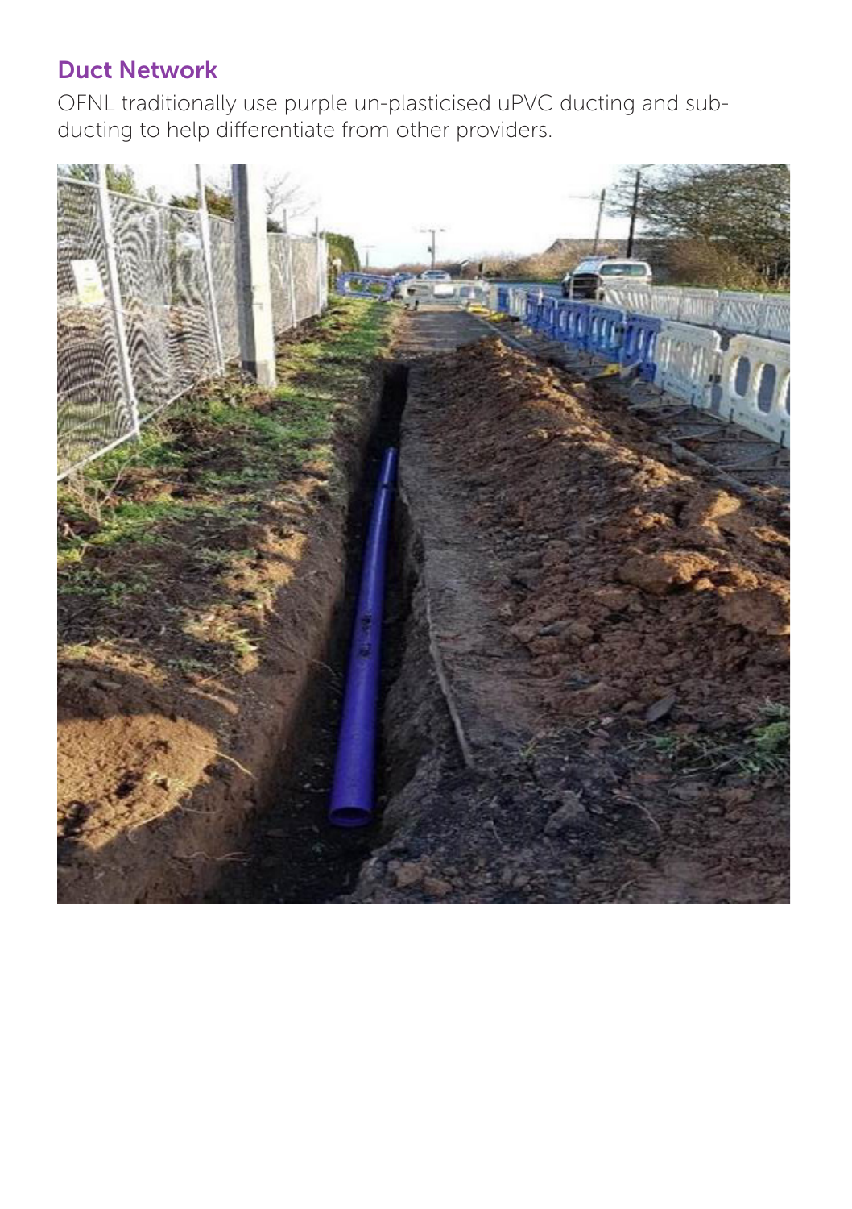## Duct Network

OFNL traditionally use purple un-plasticised uPVC ducting and sub-ducting to help differentiate from other providers.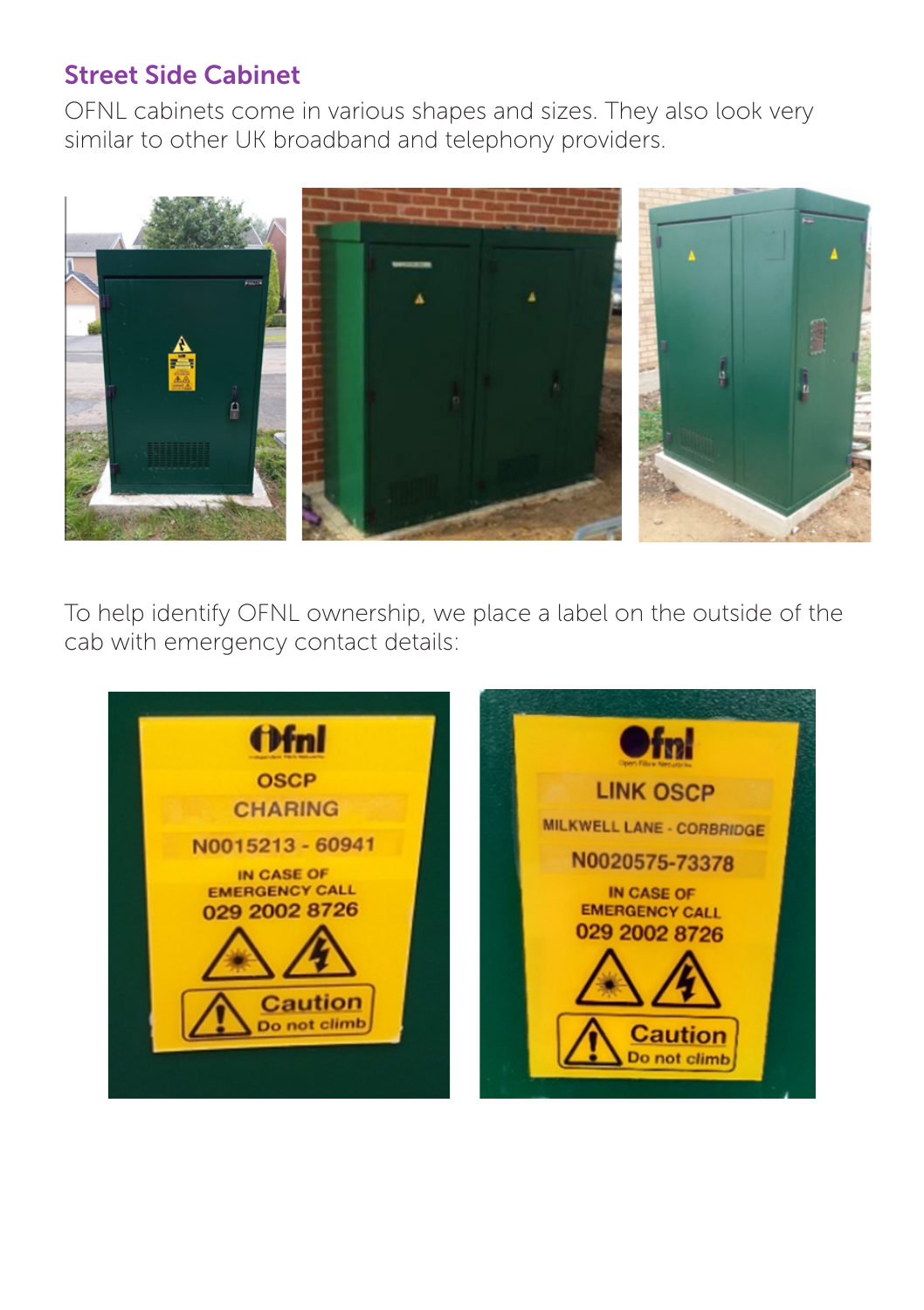## Street Side Cabinet

OFNL cabinets come in various shapes and sizes. They also look very similar to other UK broadband and telephony providers.

To help identify OFNL ownership, we place a label on the outside of the cab with emergency contact details: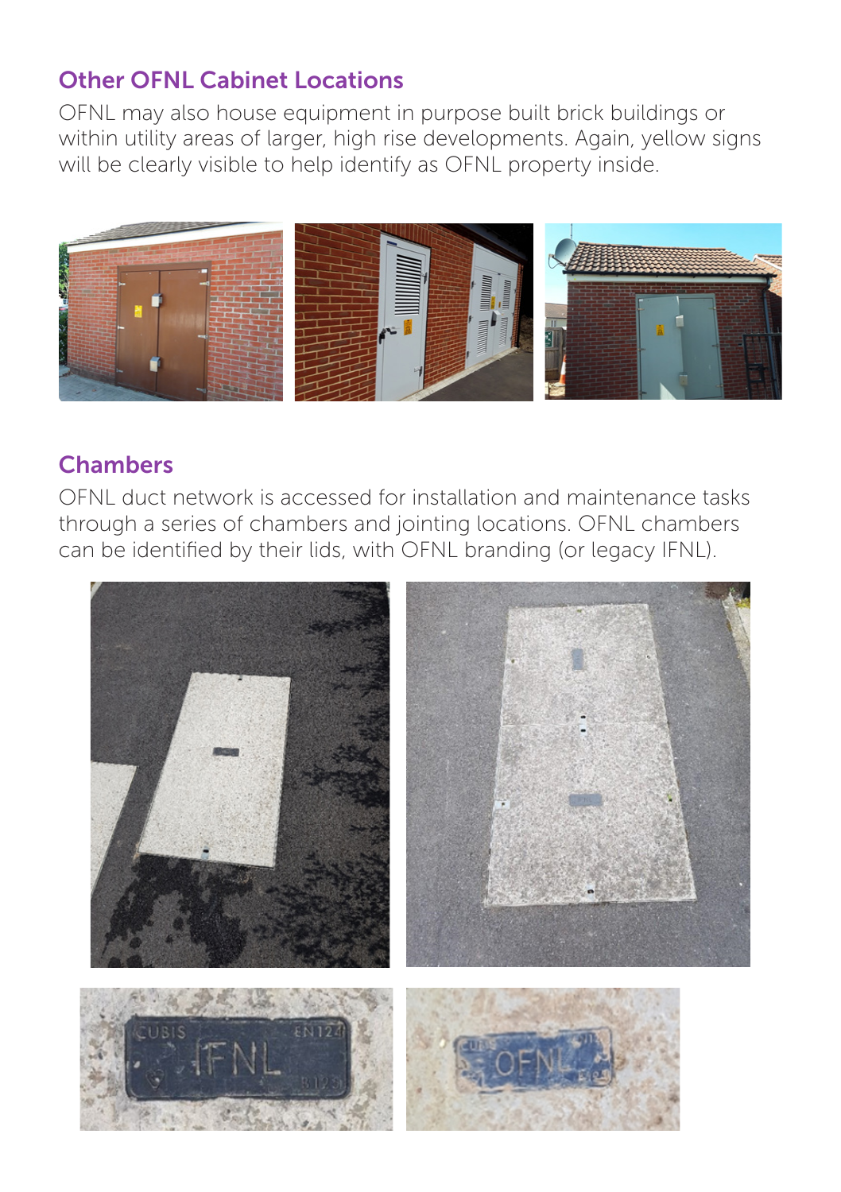## Other OFNL Cabinet Locations

OFNL may also house equipment in purpose built brick buildings or within utility areas of larger, high rise developments. Again, yellow signs will be clearly visible to help identify as OFNL property inside.

## Chambers

OFNL duct network is accessed for installation and maintenance tasks through a series of chambers and jointing locations. OFNL chambers can be identified by their lids, with OFNL branding (or legacy IFNL).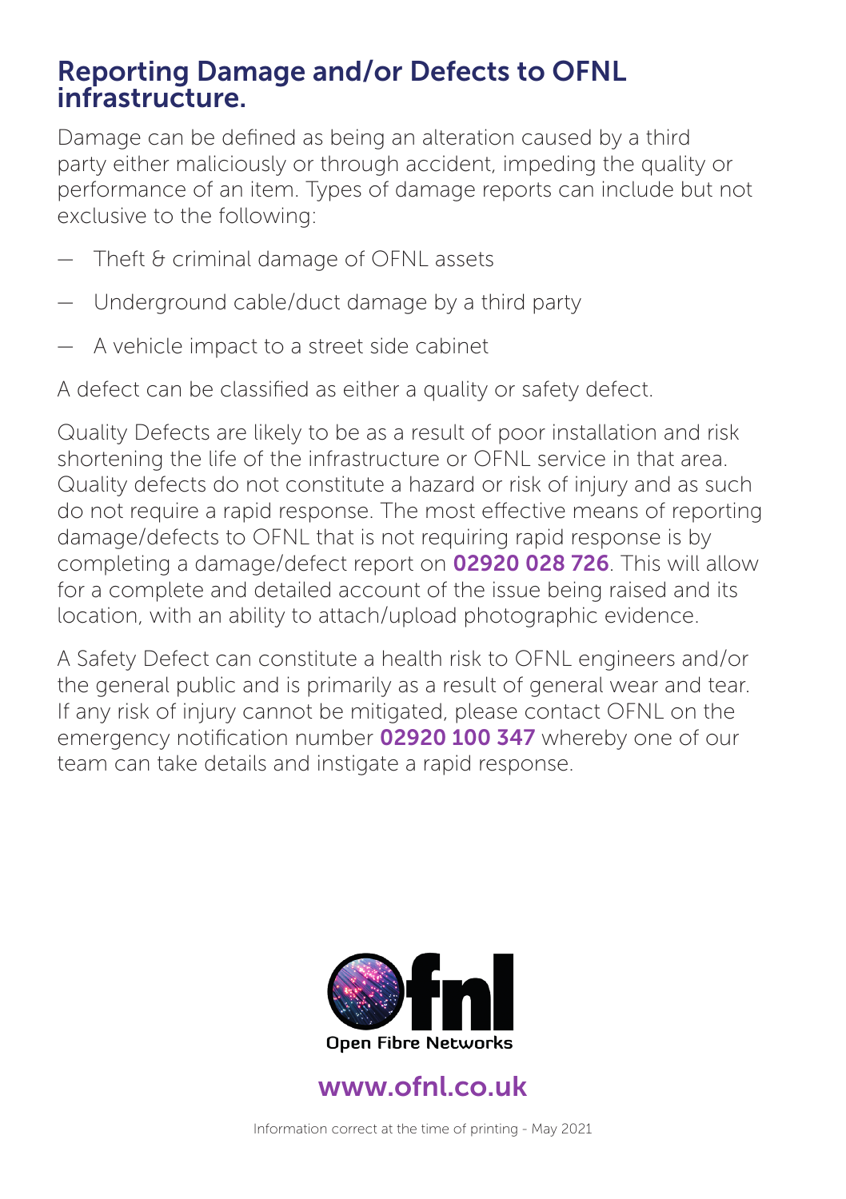## Reporting Damage and/or Defects to OFNL infrastructure.

Damage can be defined as being an alteration caused by a third party either maliciously or through accident, impeding the quality or performance of an item. Types of damage reports can include but not exclusive to the following:

- Theft & criminal damage of OFNL assets
- Underground cable/duct damage by a third party
- A vehicle impact to a street side cabinet

A defect can be classified as either a quality or safety defect.

Quality Defects are likely to be as a result of poor installation and risk shortening the life of the infrastructure or OFNL service in that area. Quality defects do not constitute a hazard or risk of injury and as such do not require a rapid response. The most effective means of reporting damage/defects to OFNL that is not requiring rapid response is by completing a damage/defect report on **02920 028 726**. This will allow for a complete and detailed account of the issue being raised and its location, with an ability to attach/upload photographic evidence.

A Safety Defect can constitute a health risk to OFNL engineers and/or the general public and is primarily as a result of general wear and tear. If any risk of injury cannot be mitigated, please contact OFNL on the emergency notification number **02920 100 347** whereby one of our team can take details and instigate a rapid response.

ofnl
Open Fibre Networks

**www.ofnl.co.uk**

Information correct at the time of printing - May 2021